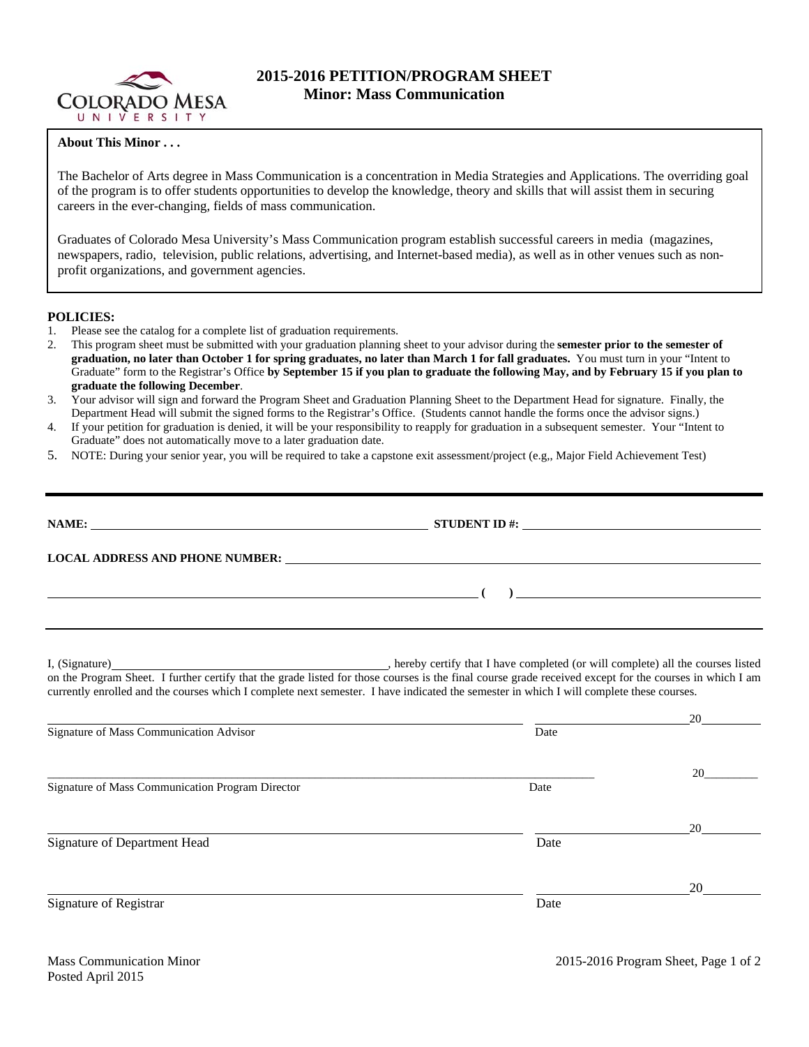# 2015-2016 PETITION/PROGRAM SHEET
## Minor: Mass Communication

**About This Minor . . .**

The Bachelor of Arts degree in Mass Communication is a concentration in Media Strategies and Applications. The overriding goal of the program is to offer students opportunities to develop the knowledge, theory and skills that will assist them in securing careers in the ever-changing, fields of mass communication.

Graduates of Colorado Mesa University's Mass Communication program establish successful careers in media (magazines, newspapers, radio, television, public relations, advertising, and Internet-based media), as well as in other venues such as non-profit organizations, and government agencies.

**POLICIES:**

1. Please see the catalog for a complete list of graduation requirements.
2. This program sheet must be submitted with your graduation planning sheet to your advisor during the **semester prior to the semester of graduation, no later than October 1 for spring graduates, no later than March 1 for fall graduates.** You must turn in your "Intent to Graduate" form to the Registrar's Office **by September 15 if you plan to graduate the following May, and by February 15 if you plan to graduate the following December**.
3. Your advisor will sign and forward the Program Sheet and Graduation Planning Sheet to the Department Head for signature. Finally, the Department Head will submit the signed forms to the Registrar's Office. (Students cannot handle the forms once the advisor signs.)
4. If your petition for graduation is denied, it will be your responsibility to reapply for graduation in a subsequent semester. Your "Intent to Graduate" does not automatically move to a later graduation date.
5. NOTE: During your senior year, you will be required to take a capstone exit assessment/project (e.g,, Major Field Achievement Test)

**NAME:** ______________________________ **STUDENT ID #:** ______________________________

**LOCAL ADDRESS AND PHONE NUMBER:** ______________________________

______________________________ **( )** ______________________________

I, (Signature)______________________________, hereby certify that I have completed (or will complete) all the courses listed on the Program Sheet. I further certify that the grade listed for those courses is the final course grade received except for the courses in which I am currently enrolled and the courses which I complete next semester. I have indicated the semester in which I will complete these courses.

______________________________ ____________20________
Signature of Mass Communication Advisor Date

______________________________ ____________20________
Signature of Mass Communication Program Director Date

______________________________ ____________20________
Signature of Department Head Date

______________________________ ____________20________
Signature of Registrar Date

Mass Communication Minor
Posted April 2015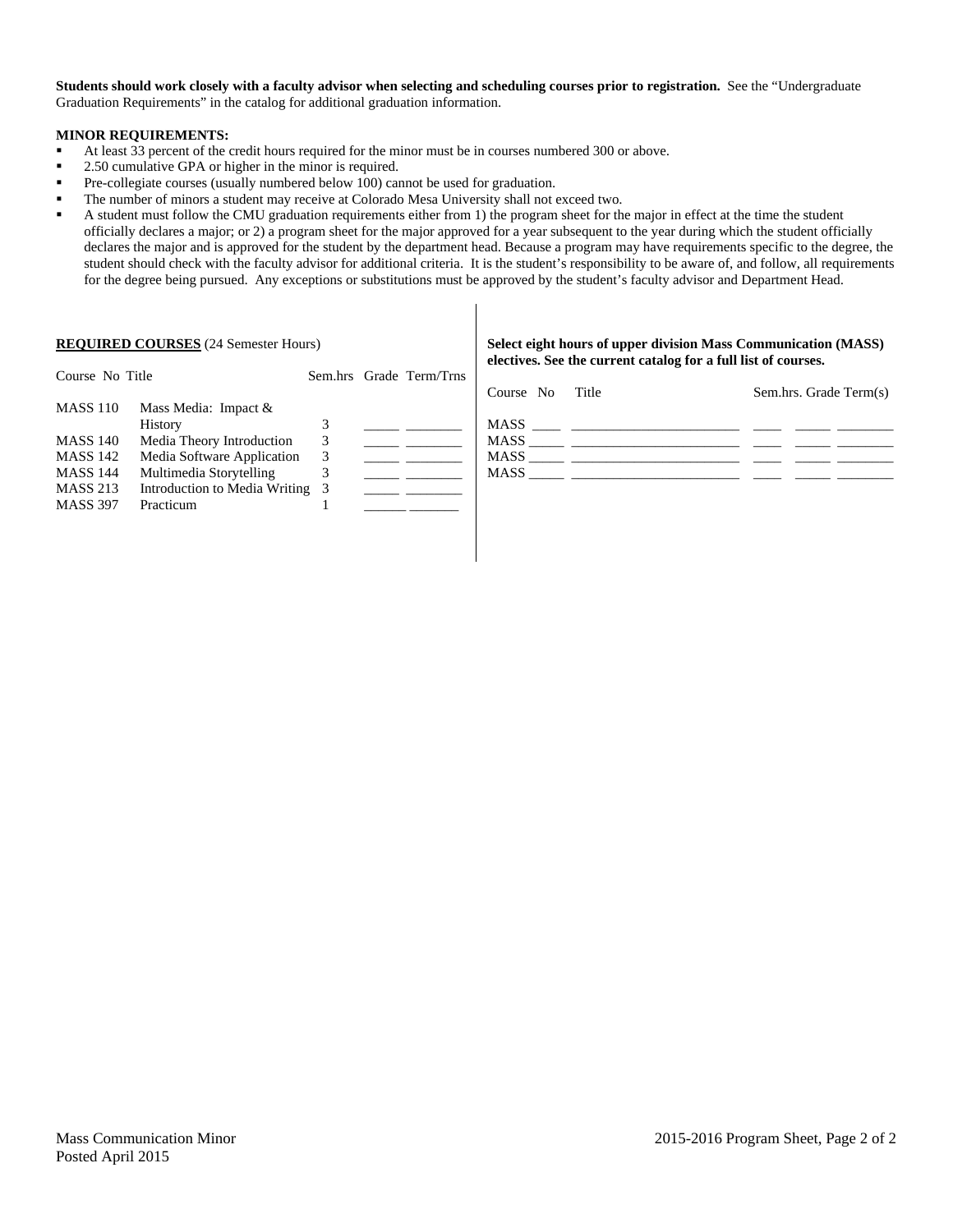**Students should work closely with a faculty advisor when selecting and scheduling courses prior to registration.** See the "Undergraduate Graduation Requirements" in the catalog for additional graduation information.

**MINOR REQUIREMENTS:**

- At least 33 percent of the credit hours required for the minor must be in courses numbered 300 or above.
- 2.50 cumulative GPA or higher in the minor is required.
- Pre-collegiate courses (usually numbered below 100) cannot be used for graduation.
- The number of minors a student may receive at Colorado Mesa University shall not exceed two.
- A student must follow the CMU graduation requirements either from 1) the program sheet for the major in effect at the time the student officially declares a major; or 2) a program sheet for the major approved for a year subsequent to the year during which the student officially declares the major and is approved for the student by the department head. Because a program may have requirements specific to the degree, the student should check with the faculty advisor for additional criteria. It is the student's responsibility to be aware of, and follow, all requirements for the degree being pursued. Any exceptions or substitutions must be approved by the student's faculty advisor and Department Head.

**REQUIRED COURSES** (24 Semester Hours)

| Course No | Title | Sem.hrs | Grade | Term/Trns |
|---|---|---|---|---|
| MASS 110 | Mass Media: Impact & History | 3 | _____ | ________ |
| MASS 140 | Media Theory Introduction | 3 | _____ | ________ |
| MASS 142 | Media Software Application | 3 | _____ | ________ |
| MASS 144 | Multimedia Storytelling | 3 | _____ | ________ |
| MASS 213 | Introduction to Media Writing | 3 | _____ | ________ |
| MASS 397 | Practicum | 1 | ______ | _______ |

**Select eight hours of upper division Mass Communication (MASS) electives. See the current catalog for a full list of courses.**

| Course No | Title | Sem.hrs. | Grade | Term(s) |
|---|---|---|---|---|
| MASS ____ | ________________________ | ____ | _____ | ________ |
| MASS _____ | ________________________ | ____ | _____ | ________ |
| MASS _____ | ________________________ | ____ | _____ | ________ |
| MASS _____ | ________________________ | ____ | _____ | ________ |

Mass Communication Minor
Posted April 2015

2015-2016 Program Sheet